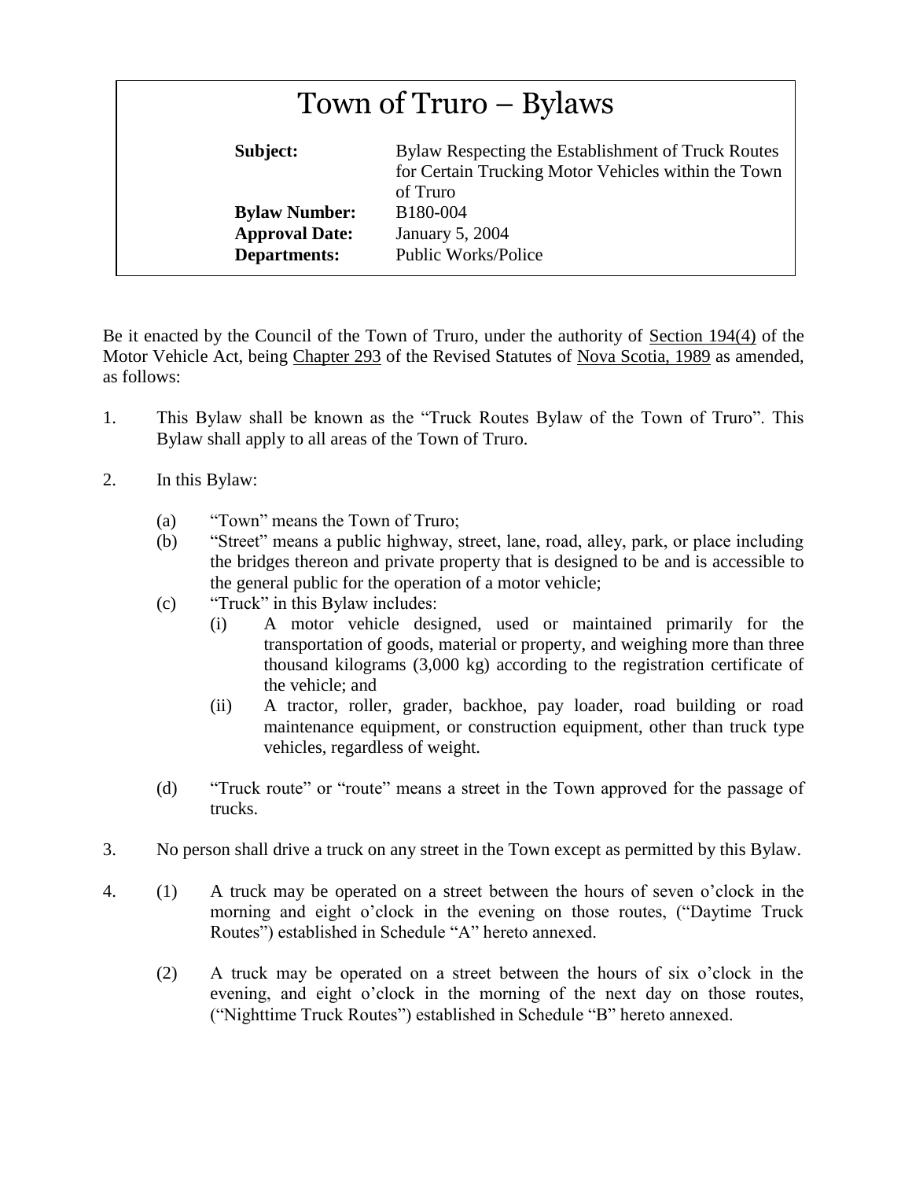# Town of Truro – Bylaws

| | |
|---|---|
| **Subject:** | Bylaw Respecting the Establishment of Truck Routes for Certain Trucking Motor Vehicles within the Town of Truro |
| **Bylaw Number:** | B180-004 |
| **Approval Date:** | January 5, 2004 |
| **Departments:** | Public Works/Police |

Be it enacted by the Council of the Town of Truro, under the authority of Section 194(4) of the Motor Vehicle Act, being Chapter 293 of the Revised Statutes of Nova Scotia, 1989 as amended, as follows:

1. This Bylaw shall be known as the "Truck Routes Bylaw of the Town of Truro". This Bylaw shall apply to all areas of the Town of Truro.

2. In this Bylaw:

   (a) "Town" means the Town of Truro;

   (b) "Street" means a public highway, street, lane, road, alley, park, or place including the bridges thereon and private property that is designed to be and is accessible to the general public for the operation of a motor vehicle;

   (c) "Truck" in this Bylaw includes:

      (i) A motor vehicle designed, used or maintained primarily for the transportation of goods, material or property, and weighing more than three thousand kilograms (3,000 kg) according to the registration certificate of the vehicle; and

      (ii) A tractor, roller, grader, backhoe, pay loader, road building or road maintenance equipment, or construction equipment, other than truck type vehicles, regardless of weight.

   (d) "Truck route" or "route" means a street in the Town approved for the passage of trucks.

3. No person shall drive a truck on any street in the Town except as permitted by this Bylaw.

4. (1) A truck may be operated on a street between the hours of seven o'clock in the morning and eight o'clock in the evening on those routes, ("Daytime Truck Routes") established in Schedule "A" hereto annexed.

   (2) A truck may be operated on a street between the hours of six o'clock in the evening, and eight o'clock in the morning of the next day on those routes, ("Nighttime Truck Routes") established in Schedule "B" hereto annexed.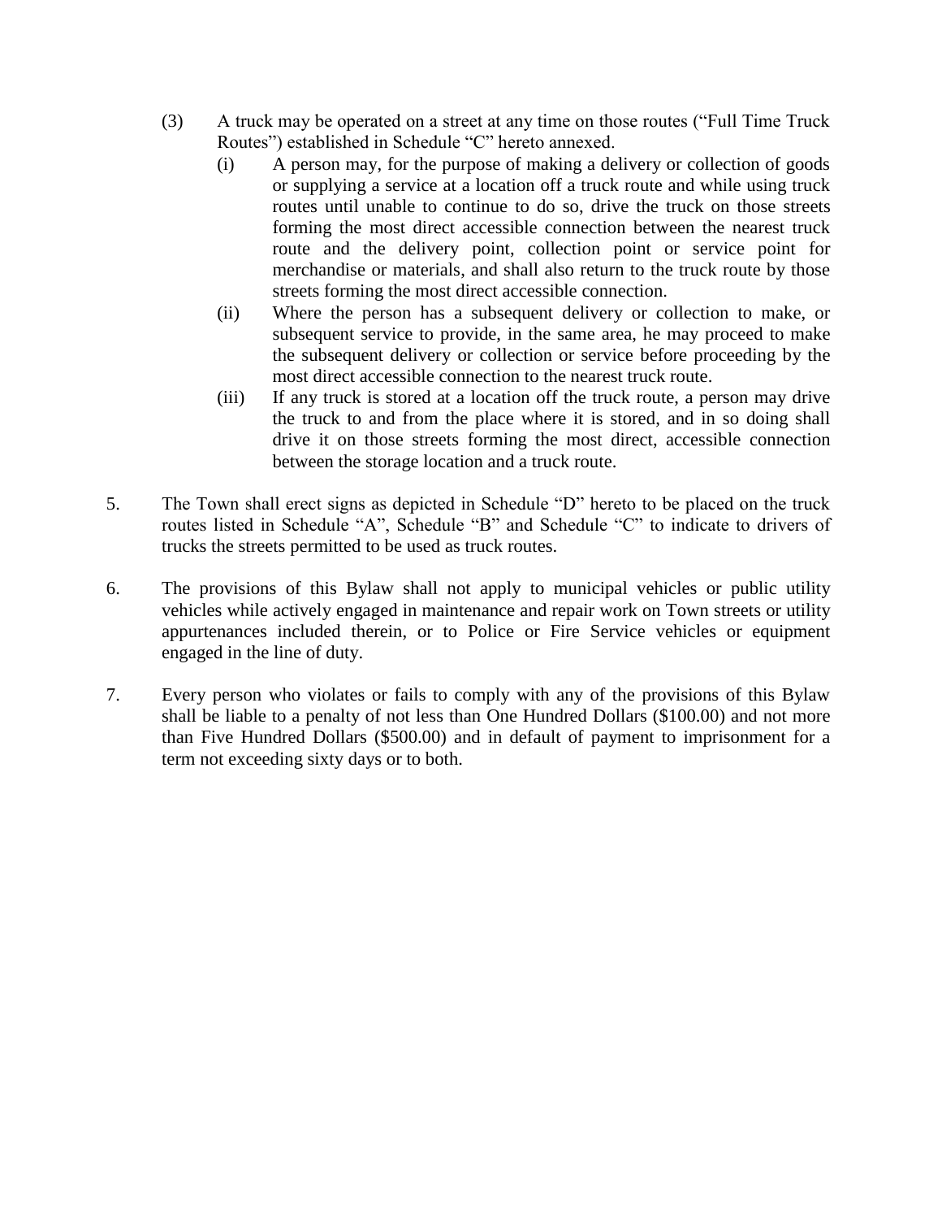(3) A truck may be operated on a street at any time on those routes ("Full Time Truck Routes") established in Schedule "C" hereto annexed.

   (i) A person may, for the purpose of making a delivery or collection of goods or supplying a service at a location off a truck route and while using truck routes until unable to continue to do so, drive the truck on those streets forming the most direct accessible connection between the nearest truck route and the delivery point, collection point or service point for merchandise or materials, and shall also return to the truck route by those streets forming the most direct accessible connection.

   (ii) Where the person has a subsequent delivery or collection to make, or subsequent service to provide, in the same area, he may proceed to make the subsequent delivery or collection or service before proceeding by the most direct accessible connection to the nearest truck route.

   (iii) If any truck is stored at a location off the truck route, a person may drive the truck to and from the place where it is stored, and in so doing shall drive it on those streets forming the most direct, accessible connection between the storage location and a truck route.

5. The Town shall erect signs as depicted in Schedule "D" hereto to be placed on the truck routes listed in Schedule "A", Schedule "B" and Schedule "C" to indicate to drivers of trucks the streets permitted to be used as truck routes.

6. The provisions of this Bylaw shall not apply to municipal vehicles or public utility vehicles while actively engaged in maintenance and repair work on Town streets or utility appurtenances included therein, or to Police or Fire Service vehicles or equipment engaged in the line of duty.

7. Every person who violates or fails to comply with any of the provisions of this Bylaw shall be liable to a penalty of not less than One Hundred Dollars ($100.00) and not more than Five Hundred Dollars ($500.00) and in default of payment to imprisonment for a term not exceeding sixty days or to both.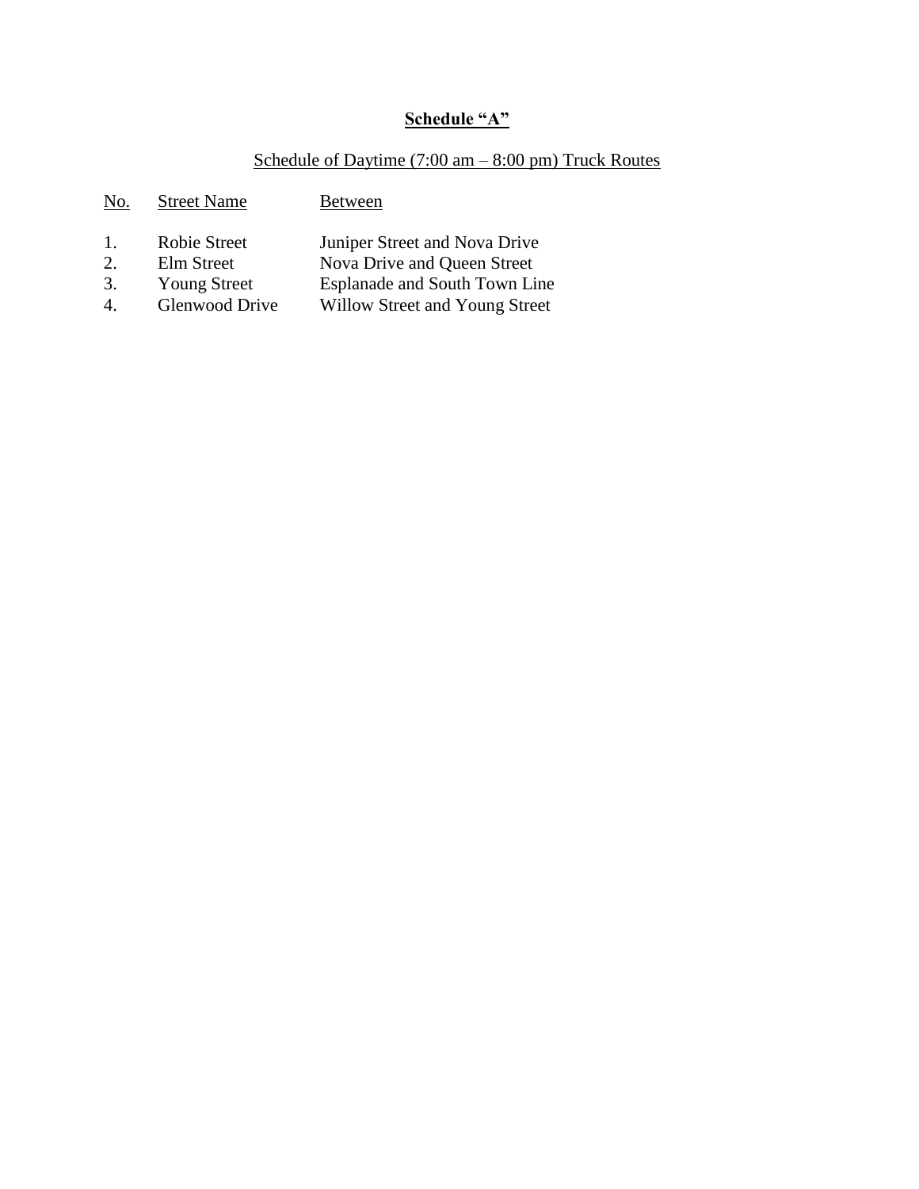# Schedule "A"

## Schedule of Daytime (7:00 am – 8:00 pm) Truck Routes

| No. | Street Name | Between |
|---|---|---|
| 1. | Robie Street | Juniper Street and Nova Drive |
| 2. | Elm Street | Nova Drive and Queen Street |
| 3. | Young Street | Esplanade and South Town Line |
| 4. | Glenwood Drive | Willow Street and Young Street |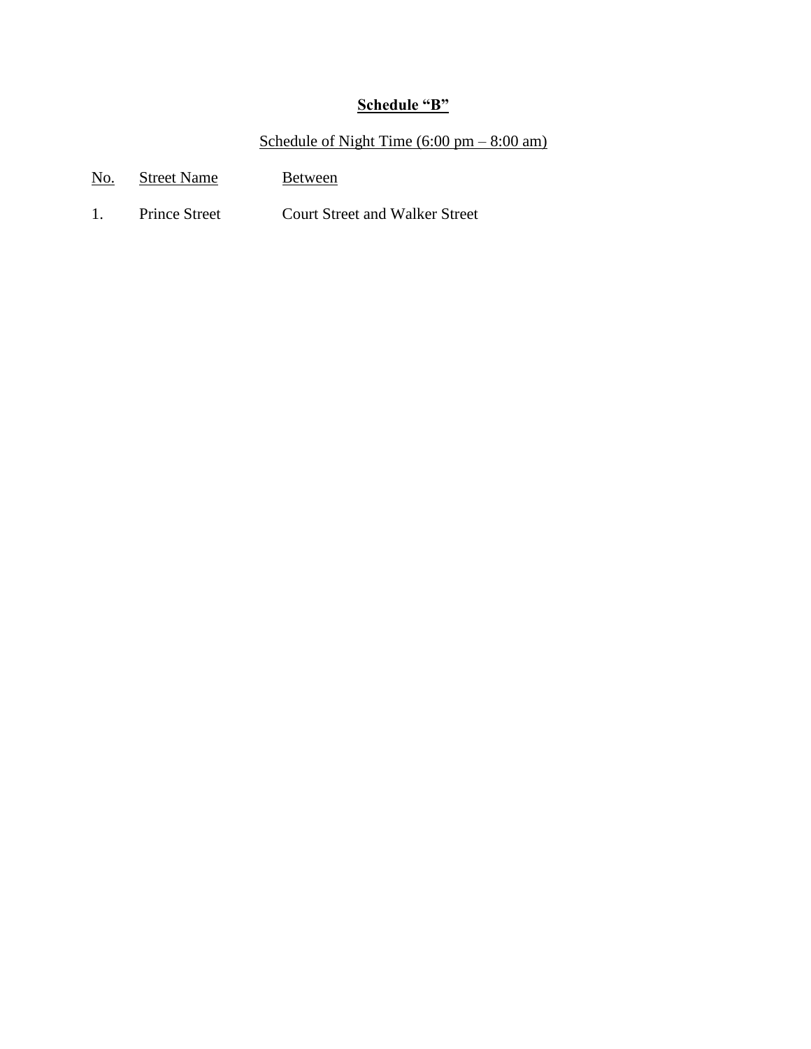## Schedule "B"

Schedule of Night Time (6:00 pm – 8:00 am)

| No. | Street Name | Between |
| --- | --- | --- |
| 1. | Prince Street | Court Street and Walker Street |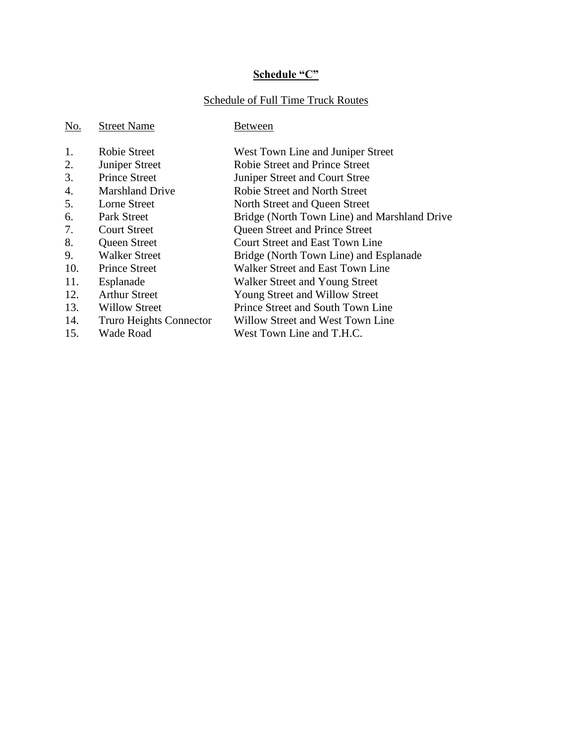# Schedule "C"

Schedule of Full Time Truck Routes

| No. | Street Name | Between |
|---|---|---|
| 1. | Robie Street | West Town Line and Juniper Street |
| 2. | Juniper Street | Robie Street and Prince Street |
| 3. | Prince Street | Juniper Street and Court Stree |
| 4. | Marshland Drive | Robie Street and North Street |
| 5. | Lorne Street | North Street and Queen Street |
| 6. | Park Street | Bridge (North Town Line) and Marshland Drive |
| 7. | Court Street | Queen Street and Prince Street |
| 8. | Queen Street | Court Street and East Town Line |
| 9. | Walker Street | Bridge (North Town Line) and Esplanade |
| 10. | Prince Street | Walker Street and East Town Line |
| 11. | Esplanade | Walker Street and Young Street |
| 12. | Arthur Street | Young Street and Willow Street |
| 13. | Willow Street | Prince Street and South Town Line |
| 14. | Truro Heights Connector | Willow Street and West Town Line |
| 15. | Wade Road | West Town Line and T.H.C. |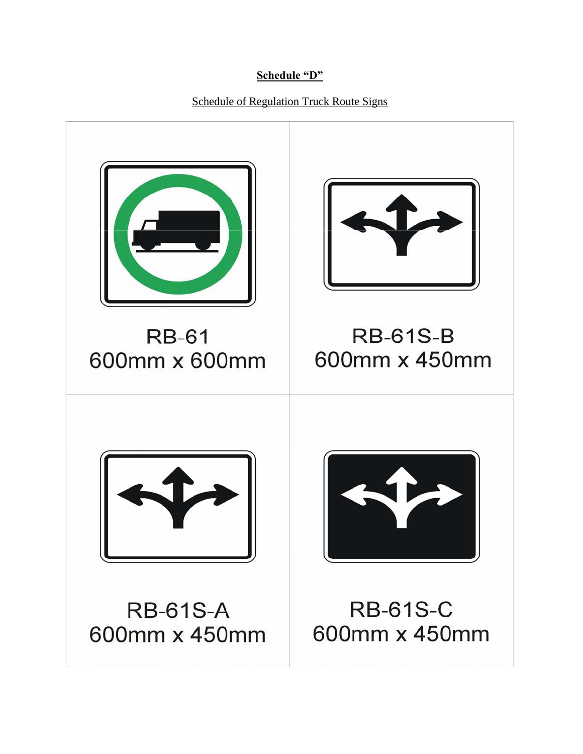**Schedule "D"**

Schedule of Regulation Truck Route Signs

| | |
|---|---|
| RB-61<br>600mm x 600mm | RB-61S-B<br>600mm x 450mm |
| RB-61S-A<br>600mm x 450mm | RB-61S-C<br>600mm x 450mm |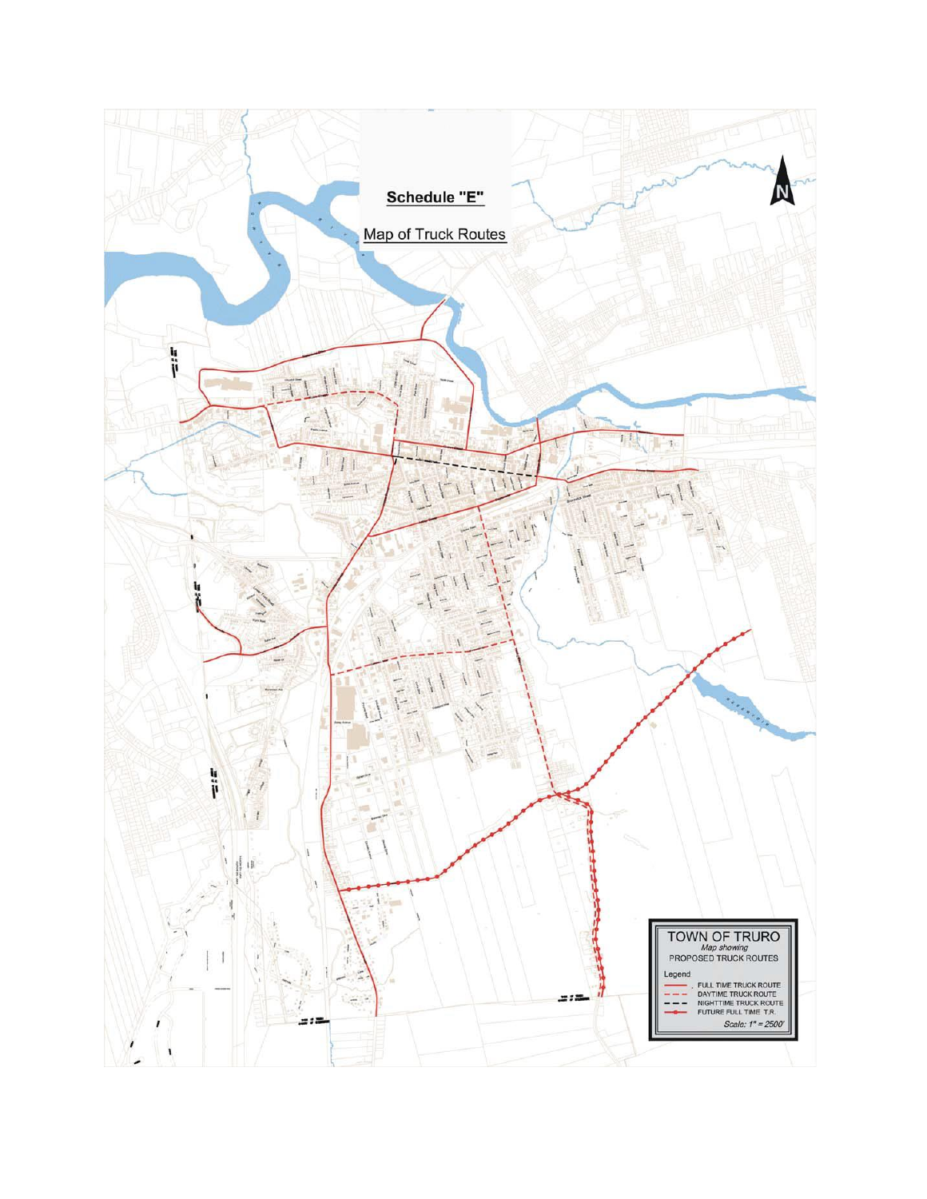**Schedule "E"**

Map of Truck Routes

N

TOWN OF TRURO
*Map showing*
PROPOSED TRUCK ROUTES

Legend

FULL TIME TRUCK ROUTE
DAYTIME TRUCK ROUTE
NIGHTTIME TRUCK ROUTE
FUTURE FULL TIME T.R.

*Scale: 1" = 2500'*